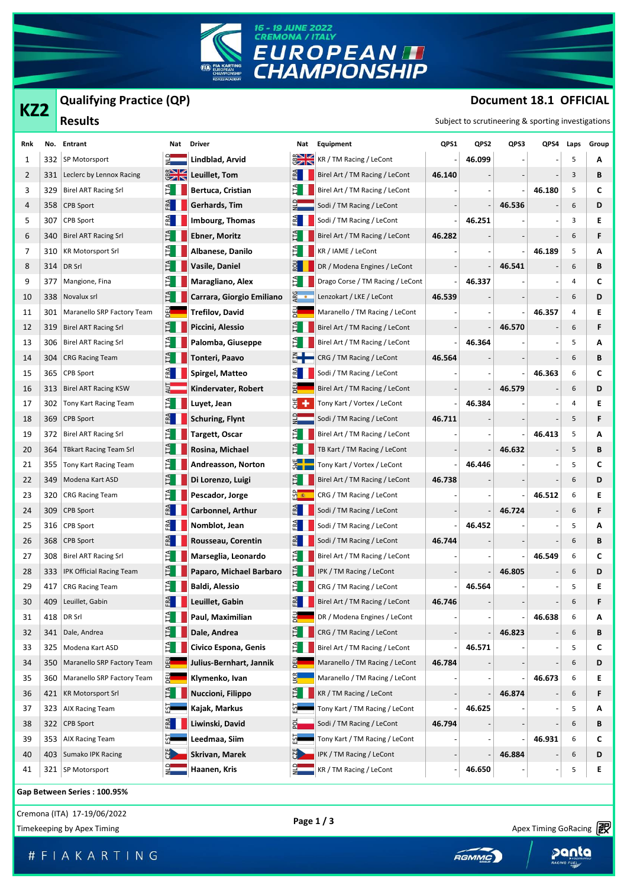16 - 19 JUNE 2022
CREMONA / ITALY
# EUROPEAN CHAMPIONSHIP

## KZ2

## Qualifying Practice (QP)

### Results

**Document 18.1 OFFICIAL**

Subject to scrutineering & sporting investigations

| Rnk | No. | Entrant | Nat | Driver | Nat | Equipment | QPS1 | QPS2 | QPS3 | QPS4 | Laps | Group |
|---|---|---|---|---|---|---|---|---|---|---|---|---|
| 1 | 332 | SP Motorsport | NLD | Lindblad, Arvid | GBR | KR / TM Racing / LeCont | - | 46.099 | - | - | 5 | A |
| 2 | 331 | Leclerc by Lennox Racing | GBR | Leuillet, Tom | FRA | Birel Art / TM Racing / LeCont | 46.140 | - | - | - | 3 | B |
| 3 | 329 | Birel ART Racing Srl | ITA | Bertuca, Cristian | ITA | Birel Art / TM Racing / LeCont | - | - | - | 46.180 | 5 | C |
| 4 | 358 | CPB Sport | FRA | Gerhards, Tim | NLD | Sodi / TM Racing / LeCont | - | - | 46.536 | - | 6 | D |
| 5 | 307 | CPB Sport | FRA | Imbourg, Thomas | FRA | Sodi / TM Racing / LeCont | - | 46.251 | - | - | 3 | E |
| 6 | 340 | Birel ART Racing Srl | ITA | Ebner, Moritz | ITA | Birel Art / TM Racing / LeCont | 46.282 | - | - | - | 6 | F |
| 7 | 310 | KR Motorsport Srl | ITA | Albanese, Danilo | ITA | KR / IAME / LeCont | - | - | - | 46.189 | 5 | A |
| 8 | 314 | DR Srl | ITA | Vasile, Daniel | ROU | DR / Modena Engines / LeCont | - | - | 46.541 | - | 6 | B |
| 9 | 377 | Mangione, Fina | ITA | Maragliano, Alex | ITA | Drago Corse / TM Racing / LeCont | - | 46.337 | - | - | 4 | C |
| 10 | 338 | Novalux srl | ITA | Carrara, Giorgio Emiliano | ARG | Lenzokart / LKE / LeCont | 46.539 | - | - | - | 6 | D |
| 11 | 301 | Maranello SRP Factory Team | DEU | Trefilov, David | DEU | Maranello / TM Racing / LeCont | - | - | - | 46.357 | 4 | E |
| 12 | 319 | Birel ART Racing Srl | ITA | Piccini, Alessio | ITA | Birel Art / TM Racing / LeCont | - | - | 46.570 | - | 6 | F |
| 13 | 306 | Birel ART Racing Srl | ITA | Palomba, Giuseppe | ITA | Birel Art / TM Racing / LeCont | - | 46.364 | - | - | 5 | A |
| 14 | 304 | CRG Racing Team | ITA | Tonteri, Paavo | FIN | CRG / TM Racing / LeCont | 46.564 | - | - | - | 6 | B |
| 15 | 365 | CPB Sport | FRA | Spirgel, Matteo | FRA | Sodi / TM Racing / LeCont | - | - | - | 46.363 | 6 | C |
| 16 | 313 | Birel ART Racing KSW | AUT | Kindervater, Robert | DEU | Birel Art / TM Racing / LeCont | - | - | 46.579 | - | 6 | D |
| 17 | 302 | Tony Kart Racing Team | ITA | Luyet, Jean | CHE | Tony Kart / Vortex / LeCont | - | 46.384 | - | - | 4 | E |
| 18 | 369 | CPB Sport | FRA | Schuring, Flynt | NLD | Sodi / TM Racing / LeCont | 46.711 | - | - | - | 5 | F |
| 19 | 372 | Birel ART Racing Srl | ITA | Targett, Oscar | ITA | Birel Art / TM Racing / LeCont | - | - | - | 46.413 | 5 | A |
| 20 | 364 | TBkart Racing Team Srl | ITA | Rosina, Michael | ITA | TB Kart / TM Racing / LeCont | - | - | 46.632 | - | 5 | B |
| 21 | 355 | Tony Kart Racing Team | ITA | Andreasson, Norton | SWE | Tony Kart / Vortex / LeCont | - | 46.446 | - | - | 5 | C |
| 22 | 349 | Modena Kart ASD | ITA | Di Lorenzo, Luigi | ITA | Birel Art / TM Racing / LeCont | 46.738 | - | - | - | 6 | D |
| 23 | 320 | CRG Racing Team | ITA | Pescador, Jorge | ESP | CRG / TM Racing / LeCont | - | - | - | 46.512 | 6 | E |
| 24 | 309 | CPB Sport | FRA | Carbonnel, Arthur | FRA | Sodi / TM Racing / LeCont | - | - | 46.724 | - | 6 | F |
| 25 | 316 | CPB Sport | FRA | Nomblot, Jean | FRA | Sodi / TM Racing / LeCont | - | 46.452 | - | - | 5 | A |
| 26 | 368 | CPB Sport | FRA | Rousseau, Corentin | FRA | Sodi / TM Racing / LeCont | 46.744 | - | - | - | 6 | B |
| 27 | 308 | Birel ART Racing Srl | ITA | Marseglia, Leonardo | ITA | Birel Art / TM Racing / LeCont | - | - | - | 46.549 | 6 | C |
| 28 | 333 | IPK Official Racing Team | ITA | Paparo, Michael Barbaro | ITA | IPK / TM Racing / LeCont | - | - | 46.805 | - | 6 | D |
| 29 | 417 | CRG Racing Team | ITA | Baldi, Alessio | ITA | CRG / TM Racing / LeCont | - | 46.564 | - | - | 5 | E |
| 30 | 409 | Leuillet, Gabin | FRA | Leuillet, Gabin | FRA | Birel Art / TM Racing / LeCont | 46.746 | - | - | - | 6 | F |
| 31 | 418 | DR Srl | ITA | Paul, Maximilian | DEU | DR / Modena Engines / LeCont | - | - | - | 46.638 | 6 | A |
| 32 | 341 | Dale, Andrea | ITA | Dale, Andrea | ITA | CRG / TM Racing / LeCont | - | - | 46.823 | - | 6 | B |
| 33 | 325 | Modena Kart ASD | ITA | Civico Espona, Genis | ITA | Birel Art / TM Racing / LeCont | - | 46.571 | - | - | 5 | C |
| 34 | 350 | Maranello SRP Factory Team | DEU | Julius-Bernhart, Jannik | DEU | Maranello / TM Racing / LeCont | 46.784 | - | - | - | 6 | D |
| 35 | 360 | Maranello SRP Factory Team | DEU | Klymenko, Ivan | UKR | Maranello / TM Racing / LeCont | - | - | - | 46.673 | 6 | E |
| 36 | 421 | KR Motorsport Srl | ITA | Nuccioni, Filippo | ITA | KR / TM Racing / LeCont | - | - | 46.874 | - | 6 | F |
| 37 | 323 | AIX Racing Team | EST | Kajak, Markus | EST | Tony Kart / TM Racing / LeCont | - | 46.625 | - | - | 5 | A |
| 38 | 322 | CPB Sport | FRA | Liwinski, David | POL | Sodi / TM Racing / LeCont | 46.794 | - | - | - | 6 | B |
| 39 | 353 | AIX Racing Team | EST | Leedmaa, Siim | EST | Tony Kart / TM Racing / LeCont | - | - | - | 46.931 | 6 | C |
| 40 | 403 | Sumako IPK Racing | CZE | Skrivan, Marek | CZE | IPK / TM Racing / LeCont | - | - | 46.884 | - | 6 | D |
| 41 | 321 | SP Motorsport | NLD | Haanen, Kris | NLD | KR / TM Racing / LeCont | - | 46.650 | - | - | 5 | E |

**Gap Between Series : 100.95%**

Cremona (ITA) 17-19/06/2022

Timekeeping by Apex Timing

Apex Timing GoRacing

# F I A K A R T I N G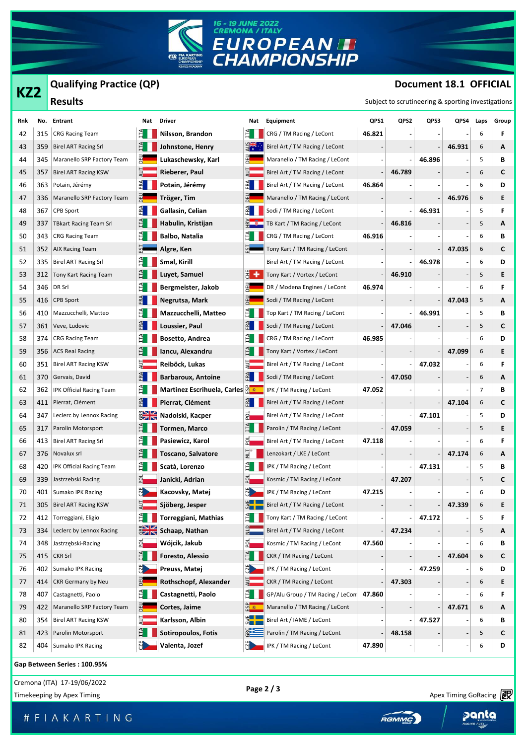16 - 19 JUNE 2022
CREMONA / ITALY
EUROPEAN CHAMPIONSHIP

## KZ2

## Qualifying Practice (QP)

### Results

**Document 18.1 OFFICIAL**

Subject to scrutineering & sporting investigations

| Rnk | No. | Entrant | Nat | Driver | Nat | Equipment | QPS1 | QPS2 | QPS3 | QPS4 | Laps | Group |
|---|---|---|---|---|---|---|---|---|---|---|---|---|
| 42 | 315 | CRG Racing Team | ITA | Nilsson, Brandon | ITA | CRG / TM Racing / LeCont | 46.821 | - | - | - | 6 | F |
| 43 | 359 | Birel ART Racing Srl | ITA | Johnstone, Henry | AUS | Birel Art / TM Racing / LeCont | - | - | - | 46.931 | 6 | A |
| 44 | 345 | Maranello SRP Factory Team | DEU | Lukaschewsky, Karl | DEU | Maranello / TM Racing / LeCont | - | - | 46.896 | - | 5 | B |
| 45 | 357 | Birel ART Racing KSW | AUT | Rieberer, Paul | AUT | Birel Art / TM Racing / LeCont | - | 46.789 | - | - | 6 | C |
| 46 | 363 | Potain, Jérémy | FRA | Potain, Jérémy | FRA | Birel Art / TM Racing / LeCont | 46.864 | - | - | - | 6 | D |
| 47 | 336 | Maranello SRP Factory Team | DEU | Tröger, Tim | DEU | Maranello / TM Racing / LeCont | - | - | - | 46.976 | 6 | E |
| 48 | 367 | CPB Sport | FRA | Gallasin, Celian | FRA | Sodi / TM Racing / LeCont | - | - | 46.931 | - | 5 | F |
| 49 | 337 | TBkart Racing Team Srl | ITA | Habulin, Kristijan | HRV | TB Kart / TM Racing / LeCont | - | 46.816 | - | - | 5 | A |
| 50 | 343 | CRG Racing Team | ITA | Balbo, Natalia | ITA | CRG / TM Racing / LeCont | 46.916 | - | - | - | 6 | B |
| 51 | 352 | AIX Racing Team | EST | Algre, Ken | EST | Tony Kart / TM Racing / LeCont | - | - | - | 47.035 | 6 | C |
| 52 | 335 | Birel ART Racing Srl | ITA | Smal, Kirill | | Birel Art / TM Racing / LeCont | - | - | 46.978 | - | 6 | D |
| 53 | 312 | Tony Kart Racing Team | ITA | Luyet, Samuel | CHE | Tony Kart / Vortex / LeCont | - | 46.910 | - | - | 5 | E |
| 54 | 346 | DR Srl | ITA | Bergmeister, Jakob | DEU | DR / Modena Engines / LeCont | 46.974 | - | - | - | 6 | F |
| 55 | 416 | CPB Sport | FRA | Negrutsa, Mark | DEU | Sodi / TM Racing / LeCont | - | - | - | 47.043 | 5 | A |
| 56 | 410 | Mazzucchelli, Matteo | ITA | Mazzucchelli, Matteo | ITA | Top Kart / TM Racing / LeCont | - | - | 46.991 | - | 5 | B |
| 57 | 361 | Veve, Ludovic | FRA | Loussier, Paul | FRA | Sodi / TM Racing / LeCont | - | 47.046 | - | - | 5 | C |
| 58 | 374 | CRG Racing Team | ITA | Bosetto, Andrea | ITA | CRG / TM Racing / LeCont | 46.985 | - | - | - | 6 | D |
| 59 | 356 | ACS Real Racing | ITA | Iancu, Alexandru | ITA | Tony Kart / Vortex / LeCont | - | - | - | 47.099 | 6 | E |
| 60 | 351 | Birel ART Racing KSW | AUT | Reiböck, Lukas | AUT | Birel Art / TM Racing / LeCont | - | - | 47.032 | - | 6 | F |
| 61 | 370 | Gervais, David | FRA | Barbaroux, Antoine | FRA | Sodi / TM Racing / LeCont | - | 47.050 | - | - | 6 | A |
| 62 | 362 | IPK Official Racing Team | ITA | Martinez Escrihuela, Carles | ESP | IPK / TM Racing / LeCont | 47.052 | - | - | - | 7 | B |
| 63 | 411 | Pierrat, Clément | FRA | Pierrat, Clément | FRA | Birel Art / TM Racing / LeCont | - | - | - | 47.104 | 6 | C |
| 64 | 347 | Leclerc by Lennox Racing | GBR | Nadolski, Kacper | POL | Birel Art / TM Racing / LeCont | - | - | 47.101 | - | 5 | D |
| 65 | 317 | Parolin Motorsport | ITA | Tormen, Marco | ITA | Parolin / TM Racing / LeCont | - | 47.059 | - | - | 5 | E |
| 66 | 413 | Birel ART Racing Srl | ITA | Pasiewicz, Karol | POL | Birel Art / TM Racing / LeCont | 47.118 | - | - | - | 6 | F |
| 67 | 376 | Novalux srl | ITA | Toscano, Salvatore | MLT | Lenzokart / LKE / LeCont | - | - | - | 47.174 | 6 | A |
| 68 | 420 | IPK Official Racing Team | ITA | Scatà, Lorenzo | ITA | IPK / TM Racing / LeCont | - | - | 47.131 | - | 5 | B |
| 69 | 339 | Jastrzebski Racing | POL | Janicki, Adrian | POL | Kosmic / TM Racing / LeCont | - | 47.207 | - | - | 5 | C |
| 70 | 401 | Sumako IPK Racing | CZE | Kacovsky, Matej | CZE | IPK / TM Racing / LeCont | 47.215 | - | - | - | 6 | D |
| 71 | 305 | Birel ART Racing KSW | AUT | Sjöberg, Jesper | SWE | Birel Art / TM Racing / LeCont | - | - | - | 47.339 | 6 | E |
| 72 | 412 | Torreggiani, Eligio | ITA | Torreggiani, Mathias | ITA | Tony Kart / TM Racing / LeCont | - | - | 47.172 | - | 5 | F |
| 73 | 334 | Leclerc by Lennox Racing | GBR | Schaap, Nathan | NLD | Birel Art / TM Racing / LeCont | - | 47.234 | - | - | 5 | A |
| 74 | 348 | Jastrzębski-Racing | POL | Wójcik, Jakub | POL | Kosmic / TM Racing / LeCont | 47.560 | - | - | - | 6 | B |
| 75 | 415 | CKR Srl | ITA | Foresto, Alessio | ITA | CKR / TM Racing / LeCont | - | - | - | 47.604 | 6 | C |
| 76 | 402 | Sumako IPK Racing | CZE | Preuss, Matej | CZE | IPK / TM Racing / LeCont | - | - | 47.259 | - | 6 | D |
| 77 | 414 | CKR Germany by Neu | DEU | Rothschopf, Alexander | AUT | CKR / TM Racing / LeCont | - | 47.303 | - | - | 6 | E |
| 78 | 407 | Castagnetti, Paolo | ITA | Castagnetti, Paolo | ITA | GP/Alu Group / TM Racing / LeCont | 47.860 | - | - | - | 6 | F |
| 79 | 422 | Maranello SRP Factory Team | DEU | Cortes, Jaime | ESP | Maranello / TM Racing / LeCont | - | - | - | 47.671 | 6 | A |
| 80 | 354 | Birel ART Racing KSW | AUT | Karlsson, Albin | SWE | Birel Art / IAME / LeCont | - | - | 47.527 | - | 6 | B |
| 81 | 423 | Parolin Motorsport | ITA | Sotiropoulos, Fotis | GRC | Parolin / TM Racing / LeCont | - | 48.158 | - | - | 5 | C |
| 82 | 404 | Sumako IPK Racing | CZE | Valenta, Jozef | CZE | IPK / TM Racing / LeCont | 47.890 | - | - | - | 6 | D |

**Gap Between Series : 100.95%**

Cremona (ITA) 17-19/06/2022

Timekeeping by Apex Timing

Apex Timing GoRacing

# F I A K A R T I N G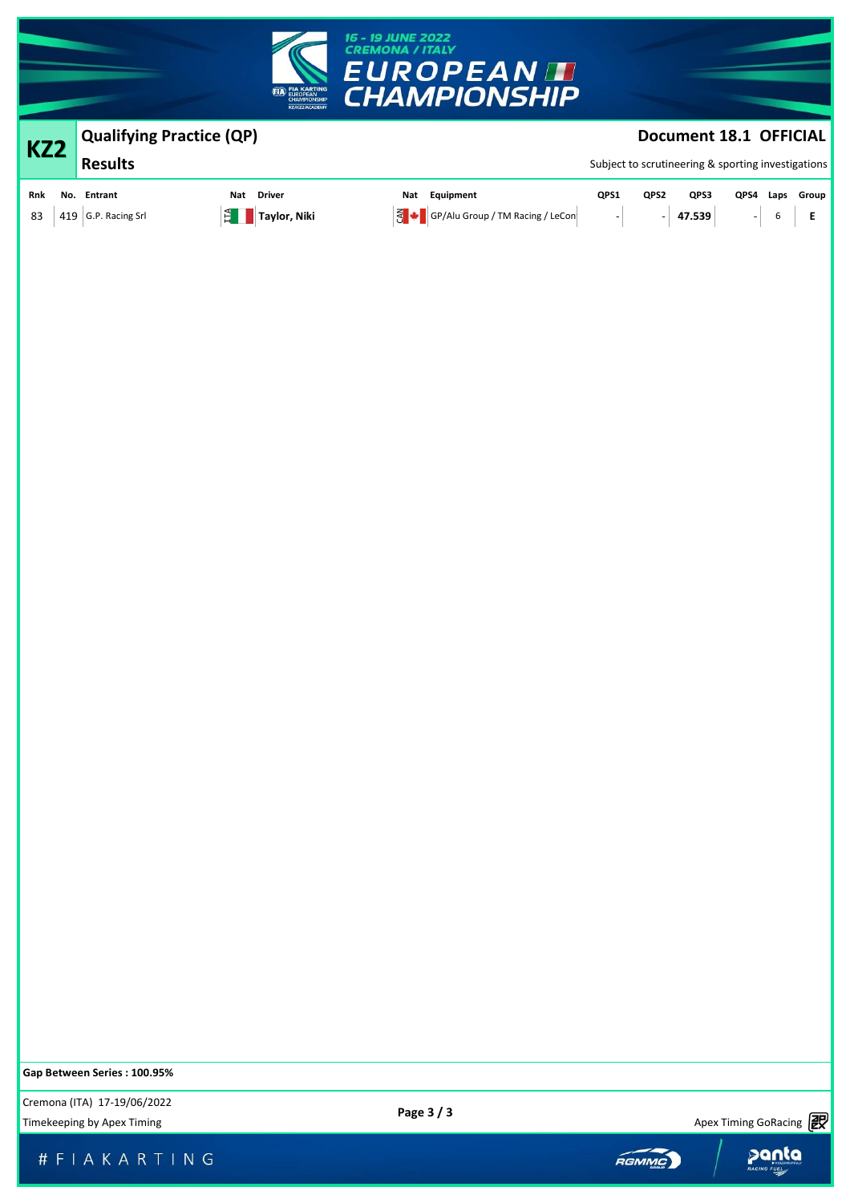## KZ2

## Qualifying Practice (QP)

## Results

**Document 18.1 OFFICIAL**

Subject to scrutineering & sporting investigations

| Rnk | No. | Entrant | Nat | Driver | Nat | Equipment | QPS1 | QPS2 | QPS3 | QPS4 | Laps | Group |
|---|---|---|---|---|---|---|---|---|---|---|---|---|
| 83 | 419 | G.P. Racing Srl | ITA | **Taylor, Niki** | CAN | GP/Alu Group / TM Racing / LeCon | - | - | **47.539** | - | 6 | **E** |

**Gap Between Series : 100.95%**

Cremona (ITA) 17-19/06/2022

Timekeeping by Apex Timing

Apex Timing GoRacing

# F I A K A R T I N G